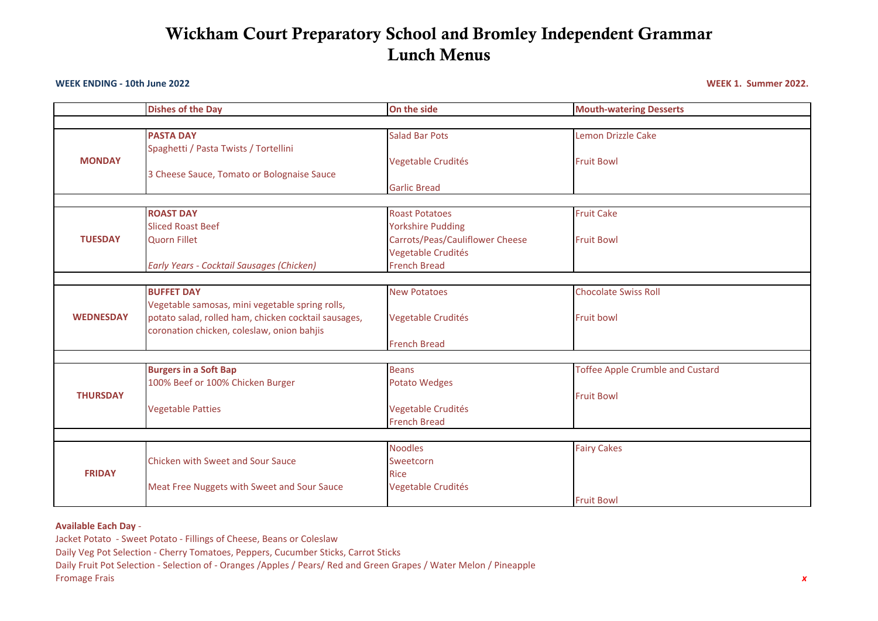# Wickham Court Preparatory School and Bromley Independent Grammar
# Lunch Menus

**WEEK ENDING - 10th June 2022**

**WEEK 1. Summer 2022.**

| | Dishes of the Day | On the side | Mouth-watering Desserts |
|---|---|---|---|
| **MONDAY** | **PASTA DAY**<br>Spaghetti / Pasta Twists / Tortellini<br><br>3 Cheese Sauce, Tomato or Bolognaise Sauce | Salad Bar Pots<br><br>Vegetable Crudités<br><br>Garlic Bread | Lemon Drizzle Cake<br><br>Fruit Bowl |
| **TUESDAY** | **ROAST DAY**<br>Sliced Roast Beef<br>Quorn Fillet<br><br>*Early Years - Cocktail Sausages (Chicken)* | Roast Potatoes<br>Yorkshire Pudding<br>Carrots/Peas/Cauliflower Cheese<br>Vegetable Crudités<br>French Bread | Fruit Cake<br><br>Fruit Bowl |
| **WEDNESDAY** | **BUFFET DAY**<br>Vegetable samosas, mini vegetable spring rolls, potato salad, rolled ham, chicken cocktail sausages, coronation chicken, coleslaw, onion bahjis | New Potatoes<br><br>Vegetable Crudités<br><br>French Bread | Chocolate Swiss Roll<br><br>Fruit bowl |
| **THURSDAY** | **Burgers in a Soft Bap**<br>100% Beef or 100% Chicken Burger<br><br>Vegetable Patties | Beans<br>Potato Wedges<br><br>Vegetable Crudités<br>French Bread | Toffee Apple Crumble and Custard<br><br>Fruit Bowl |
| **FRIDAY** | Chicken with Sweet and Sour Sauce<br><br>Meat Free Nuggets with Sweet and Sour Sauce | Noodles<br>Sweetcorn<br>Rice<br>Vegetable Crudités | Fairy Cakes<br><br>Fruit Bowl |

**Available Each Day** -

Jacket Potato - Sweet Potato - Fillings of Cheese, Beans or Coleslaw
Daily Veg Pot Selection - Cherry Tomatoes, Peppers, Cucumber Sticks, Carrot Sticks
Daily Fruit Pot Selection - Selection of - Oranges /Apples / Pears/ Red and Green Grapes / Water Melon / Pineapple
Fromage Frais

*x*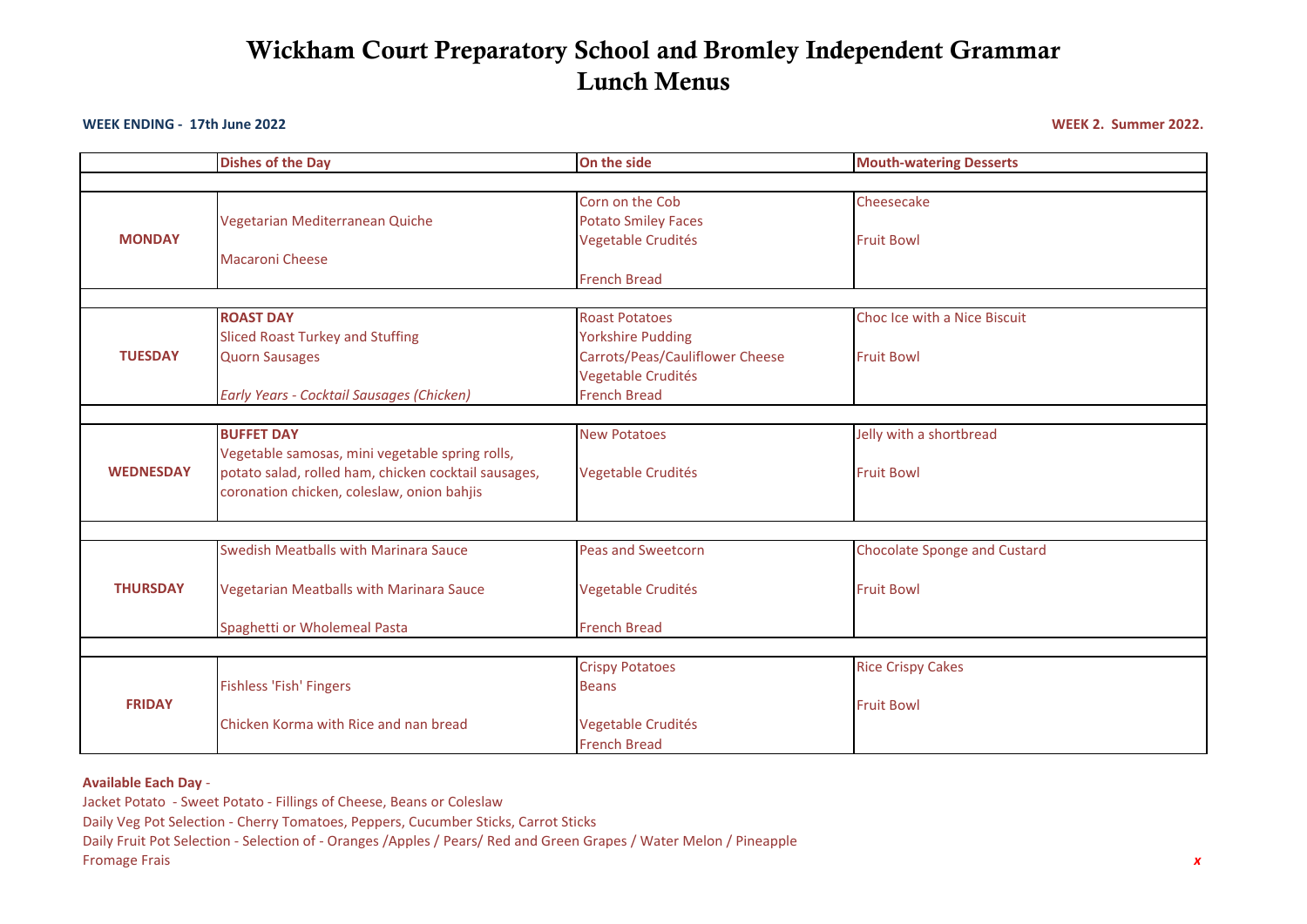# Wickham Court Preparatory School and Bromley Independent Grammar
# Lunch Menus

**WEEK ENDING - 17th June 2022** **WEEK 2. Summer 2022.**

| | Dishes of the Day | On the side | Mouth-watering Desserts |
|---|---|---|---|
| **MONDAY** | Vegetarian Mediterranean Quiche<br>Macaroni Cheese | Corn on the Cob<br>Potato Smiley Faces<br>Vegetable Crudités<br>French Bread | Cheesecake<br>Fruit Bowl |
| **TUESDAY** | **ROAST DAY**<br>Sliced Roast Turkey and Stuffing<br>Quorn Sausages<br>*Early Years - Cocktail Sausages (Chicken)* | Roast Potatoes<br>Yorkshire Pudding<br>Carrots/Peas/Cauliflower Cheese<br>Vegetable Crudités<br>French Bread | Choc Ice with a Nice Biscuit<br>Fruit Bowl |
| **WEDNESDAY** | **BUFFET DAY**<br>Vegetable samosas, mini vegetable spring rolls, potato salad, rolled ham, chicken cocktail sausages, coronation chicken, coleslaw, onion bahjis | New Potatoes<br>Vegetable Crudités | Jelly with a shortbread<br>Fruit Bowl |
| **THURSDAY** | Swedish Meatballs with Marinara Sauce<br>Vegetarian Meatballs with Marinara Sauce<br>Spaghetti or Wholemeal Pasta | Peas and Sweetcorn<br>Vegetable Crudités<br>French Bread | Chocolate Sponge and Custard<br>Fruit Bowl |
| **FRIDAY** | Fishless 'Fish' Fingers<br>Chicken Korma with Rice and nan bread | Crispy Potatoes<br>Beans<br>Vegetable Crudités<br>French Bread | Rice Crispy Cakes<br>Fruit Bowl |

**Available Each Day** -

Jacket Potato - Sweet Potato - Fillings of Cheese, Beans or Coleslaw

Daily Veg Pot Selection - Cherry Tomatoes, Peppers, Cucumber Sticks, Carrot Sticks

Daily Fruit Pot Selection - Selection of - Oranges /Apples / Pears/ Red and Green Grapes / Water Melon / Pineapple

Fromage Frais

*x*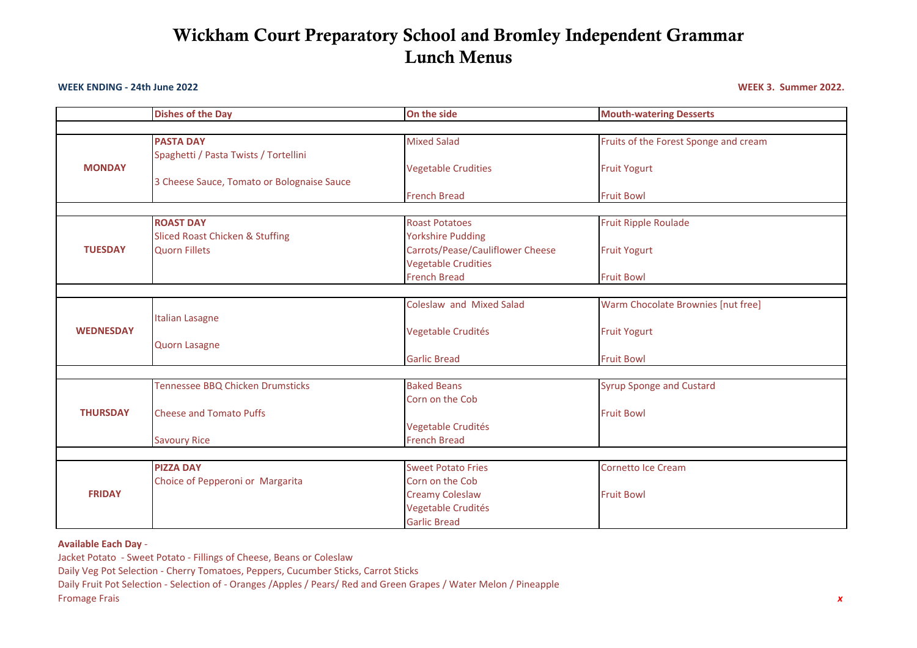# Wickham Court Preparatory School and Bromley Independent Grammar
# Lunch Menus

**WEEK ENDING - 24th June 2022**

**WEEK 3. Summer 2022.**

| | Dishes of the Day | On the side | Mouth-watering Desserts |
|---|---|---|---|
| **MONDAY** | **PASTA DAY**<br>Spaghetti / Pasta Twists / Tortellini<br>3 Cheese Sauce, Tomato or Bolognaise Sauce | Mixed Salad<br>Vegetable Crudities<br>French Bread | Fruits of the Forest Sponge and cream<br>Fruit Yogurt<br>Fruit Bowl |
| **TUESDAY** | **ROAST DAY**<br>Sliced Roast Chicken & Stuffing<br>Quorn Fillets | Roast Potatoes<br>Yorkshire Pudding<br>Carrots/Pease/Cauliflower Cheese<br>Vegetable Crudities<br>French Bread | Fruit Ripple Roulade<br>Fruit Yogurt<br>Fruit Bowl |
| **WEDNESDAY** | Italian Lasagne<br>Quorn Lasagne | Coleslaw and Mixed Salad<br>Vegetable Crudités<br>Garlic Bread | Warm Chocolate Brownies [nut free]<br>Fruit Yogurt<br>Fruit Bowl |
| **THURSDAY** | Tennessee BBQ Chicken Drumsticks<br>Cheese and Tomato Puffs<br>Savoury Rice | Baked Beans<br>Corn on the Cob<br>Vegetable Crudités<br>French Bread | Syrup Sponge and Custard<br>Fruit Bowl |
| **FRIDAY** | **PIZZA DAY**<br>Choice of Pepperoni or Margarita | Sweet Potato Fries<br>Corn on the Cob<br>Creamy Coleslaw<br>Vegetable Crudités<br>Garlic Bread | Cornetto Ice Cream<br>Fruit Bowl |

**Available Each Day** -

Jacket Potato - Sweet Potato - Fillings of Cheese, Beans or Coleslaw

Daily Veg Pot Selection - Cherry Tomatoes, Peppers, Cucumber Sticks, Carrot Sticks

Daily Fruit Pot Selection - Selection of - Oranges /Apples / Pears/ Red and Green Grapes / Water Melon / Pineapple

Fromage Frais

*x*